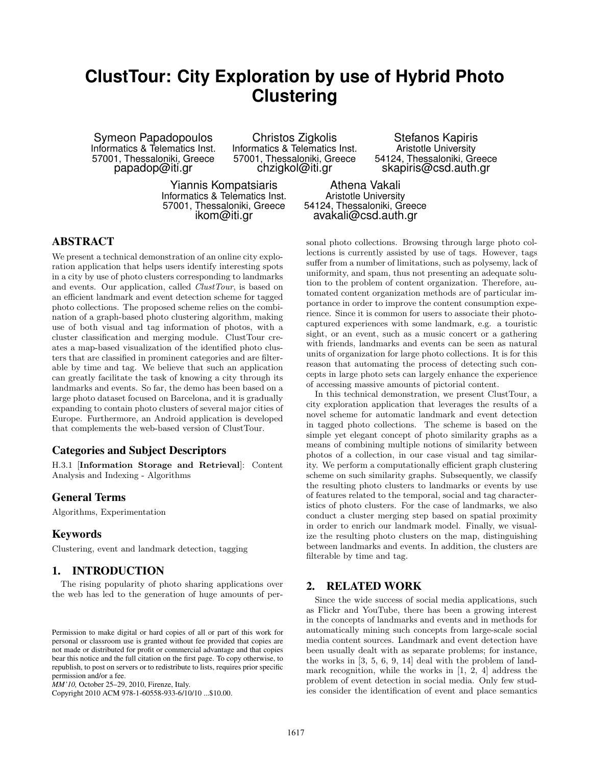# ClustTour: City Exploration by use of Hybrid Photo Clustering

Symeon Papadopoulos
Informatics & Telematics Inst.
57001, Thessaloniki, Greece
papadop@iti.gr

Christos Zigkolis
Informatics & Telematics Inst.
57001, Thessaloniki, Greece
chzigkol@iti.gr

Stefanos Kapiris
Aristotle University
54124, Thessaloniki, Greece
skapiris@csd.auth.gr

Yiannis Kompatsiaris
Informatics & Telematics Inst.
57001, Thessaloniki, Greece
ikom@iti.gr

Athena Vakali
Aristotle University
54124, Thessaloniki, Greece
avakali@csd.auth.gr

## ABSTRACT

We present a technical demonstration of an online city exploration application that helps users identify interesting spots in a city by use of photo clusters corresponding to landmarks and events. Our application, called *ClustTour*, is based on an efficient landmark and event detection scheme for tagged photo collections. The proposed scheme relies on the combination of a graph-based photo clustering algorithm, making use of both visual and tag information of photos, with a cluster classification and merging module. ClustTour creates a map-based visualization of the identified photo clusters that are classified in prominent categories and are filterable by time and tag. We believe that such an application can greatly facilitate the task of knowing a city through its landmarks and events. So far, the demo has been based on a large photo dataset focused on Barcelona, and it is gradually expanding to contain photo clusters of several major cities of Europe. Furthermore, an Android application is developed that complements the web-based version of ClustTour.

### Categories and Subject Descriptors

H.3.1 [**Information Storage and Retrieval**]: Content Analysis and Indexing - Algorithms

### General Terms

Algorithms, Experimentation

### Keywords

Clustering, event and landmark detection, tagging

## 1. INTRODUCTION

The rising popularity of photo sharing applications over the web has led to the generation of huge amounts of personal photo collections. Browsing through large photo collections is currently assisted by use of tags. However, tags suffer from a number of limitations, such as polysemy, lack of uniformity, and spam, thus not presenting an adequate solution to the problem of content organization. Therefore, automated content organization methods are of particular importance in order to improve the content consumption experience. Since it is common for users to associate their photo-captured experiences with some landmark, e.g. a touristic sight, or an event, such as a music concert or a gathering with friends, landmarks and events can be seen as natural units of organization for large photo collections. It is for this reason that automating the process of detecting such concepts in large photo sets can largely enhance the experience of accessing massive amounts of pictorial content.

In this technical demonstration, we present ClustTour, a city exploration application that leverages the results of a novel scheme for automatic landmark and event detection in tagged photo collections. The scheme is based on the simple yet elegant concept of photo similarity graphs as a means of combining multiple notions of similarity between photos of a collection, in our case visual and tag similarity. We perform a computationally efficient graph clustering scheme on such similarity graphs. Subsequently, we classify the resulting photo clusters to landmarks or events by use of features related to the temporal, social and tag characteristics of photo clusters. For the case of landmarks, we also conduct a cluster merging step based on spatial proximity in order to enrich our landmark model. Finally, we visualize the resulting photo clusters on the map, distinguishing between landmarks and events. In addition, the clusters are filterable by time and tag.

## 2. RELATED WORK

Since the wide success of social media applications, such as Flickr and YouTube, there has been a growing interest in the concepts of landmarks and events and in methods for automatically mining such concepts from large-scale social media content sources. Landmark and event detection have been usually dealt with as separate problems; for instance, the works in [3, 5, 6, 9, 14] deal with the problem of landmark recognition, while the works in [1, 2, 4] address the problem of event detection in social media. Only few studies consider the identification of event and place semantics

Permission to make digital or hard copies of all or part of this work for personal or classroom use is granted without fee provided that copies are not made or distributed for profit or commercial advantage and that copies bear this notice and the full citation on the first page. To copy otherwise, to republish, to post on servers or to redistribute to lists, requires prior specific permission and/or a fee.
*MM'10,* October 25–29, 2010, Firenze, Italy.
Copyright 2010 ACM 978-1-60558-933-6/10/10 ...$10.00.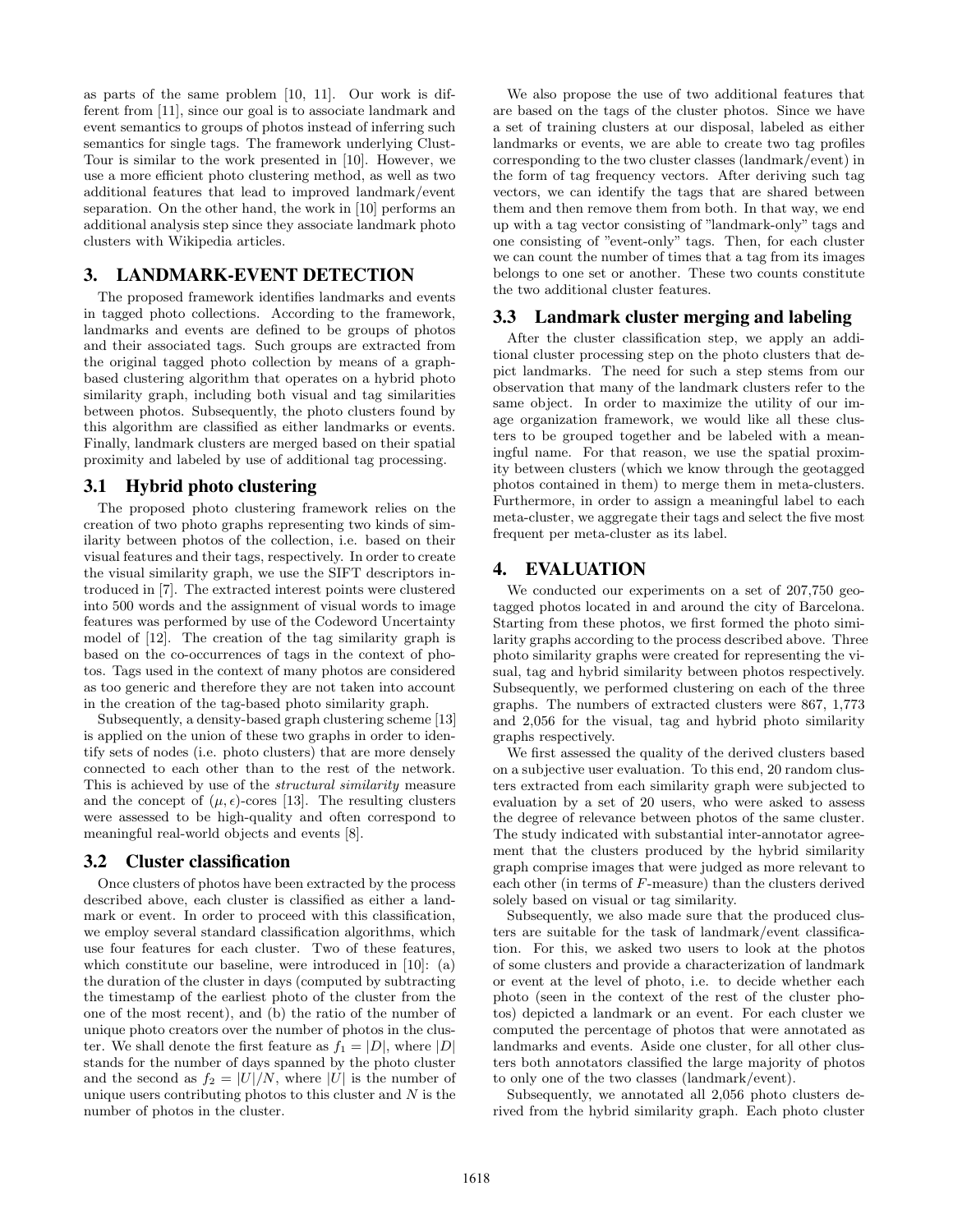as parts of the same problem [10, 11]. Our work is different from [11], since our goal is to associate landmark and event semantics to groups of photos instead of inferring such semantics for single tags. The framework underlying ClustTour is similar to the work presented in [10]. However, we use a more efficient photo clustering method, as well as two additional features that lead to improved landmark/event separation. On the other hand, the work in [10] performs an additional analysis step since they associate landmark photo clusters with Wikipedia articles.

# 3. LANDMARK-EVENT DETECTION

The proposed framework identifies landmarks and events in tagged photo collections. According to the framework, landmarks and events are defined to be groups of photos and their associated tags. Such groups are extracted from the original tagged photo collection by means of a graph-based clustering algorithm that operates on a hybrid photo similarity graph, including both visual and tag similarities between photos. Subsequently, the photo clusters found by this algorithm are classified as either landmarks or events. Finally, landmark clusters are merged based on their spatial proximity and labeled by use of additional tag processing.

## 3.1 Hybrid photo clustering

The proposed photo clustering framework relies on the creation of two photo graphs representing two kinds of similarity between photos of the collection, i.e. based on their visual features and their tags, respectively. In order to create the visual similarity graph, we use the SIFT descriptors introduced in [7]. The extracted interest points were clustered into 500 words and the assignment of visual words to image features was performed by use of the Codeword Uncertainty model of [12]. The creation of the tag similarity graph is based on the co-occurrences of tags in the context of photos. Tags used in the context of many photos are considered as too generic and therefore they are not taken into account in the creation of the tag-based photo similarity graph.

Subsequently, a density-based graph clustering scheme [13] is applied on the union of these two graphs in order to identify sets of nodes (i.e. photo clusters) that are more densely connected to each other than to the rest of the network. This is achieved by use of the *structural similarity* measure and the concept of $(\mu, \epsilon)$-cores [13]. The resulting clusters were assessed to be high-quality and often correspond to meaningful real-world objects and events [8].

## 3.2 Cluster classification

Once clusters of photos have been extracted by the process described above, each cluster is classified as either a landmark or event. In order to proceed with this classification, we employ several standard classification algorithms, which use four features for each cluster. Two of these features, which constitute our baseline, were introduced in [10]: (a) the duration of the cluster in days (computed by subtracting the timestamp of the earliest photo of the cluster from the one of the most recent), and (b) the ratio of the number of unique photo creators over the number of photos in the cluster. We shall denote the first feature as $f_1 = |D|$, where $|D|$ stands for the number of days spanned by the photo cluster and the second as $f_2 = |U|/N$, where $|U|$ is the number of unique users contributing photos to this cluster and $N$ is the number of photos in the cluster.

We also propose the use of two additional features that are based on the tags of the cluster photos. Since we have a set of training clusters at our disposal, labeled as either landmarks or events, we are able to create two tag profiles corresponding to the two cluster classes (landmark/event) in the form of tag frequency vectors. After deriving such tag vectors, we can identify the tags that are shared between them and then remove them from both. In that way, we end up with a tag vector consisting of "landmark-only" tags and one consisting of "event-only" tags. Then, for each cluster we can count the number of times that a tag from its images belongs to one set or another. These two counts constitute the two additional cluster features.

## 3.3 Landmark cluster merging and labeling

After the cluster classification step, we apply an additional cluster processing step on the photo clusters that depict landmarks. The need for such a step stems from our observation that many of the landmark clusters refer to the same object. In order to maximize the utility of our image organization framework, we would like all these clusters to be grouped together and be labeled with a meaningful name. For that reason, we use the spatial proximity between clusters (which we know through the geotagged photos contained in them) to merge them in meta-clusters. Furthermore, in order to assign a meaningful label to each meta-cluster, we aggregate their tags and select the five most frequent per meta-cluster as its label.

# 4. EVALUATION

We conducted our experiments on a set of 207,750 geotagged photos located in and around the city of Barcelona. Starting from these photos, we first formed the photo similarity graphs according to the process described above. Three photo similarity graphs were created for representing the visual, tag and hybrid similarity between photos respectively. Subsequently, we performed clustering on each of the three graphs. The numbers of extracted clusters were 867, 1,773 and 2,056 for the visual, tag and hybrid photo similarity graphs respectively.

We first assessed the quality of the derived clusters based on a subjective user evaluation. To this end, 20 random clusters extracted from each similarity graph were subjected to evaluation by a set of 20 users, who were asked to assess the degree of relevance between photos of the same cluster. The study indicated with substantial inter-annotator agreement that the clusters produced by the hybrid similarity graph comprise images that were judged as more relevant to each other (in terms of $F$-measure) than the clusters derived solely based on visual or tag similarity.

Subsequently, we also made sure that the produced clusters are suitable for the task of landmark/event classification. For this, we asked two users to look at the photos of some clusters and provide a characterization of landmark or event at the level of photo, i.e. to decide whether each photo (seen in the context of the rest of the cluster photos) depicted a landmark or an event. For each cluster we computed the percentage of photos that were annotated as landmarks and events. Aside one cluster, for all other clusters both annotators classified the large majority of photos to only one of the two classes (landmark/event).

Subsequently, we annotated all 2,056 photo clusters derived from the hybrid similarity graph. Each photo cluster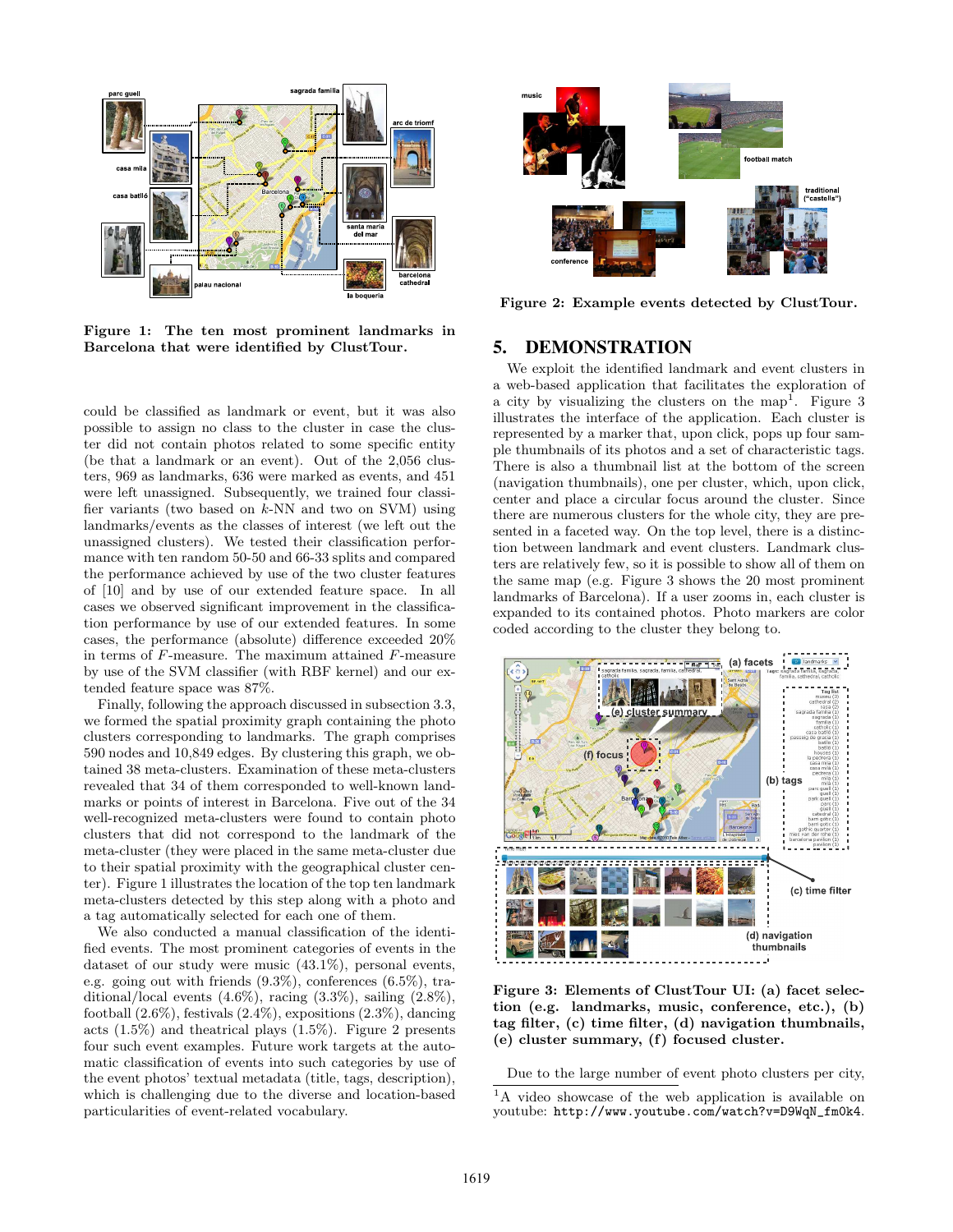Figure 1: The ten most prominent landmarks in Barcelona that were identified by ClustTour.

could be classified as landmark or event, but it was also possible to assign no class to the cluster in case the cluster did not contain photos related to some specific entity (be that a landmark or an event). Out of the 2,056 clusters, 969 as landmarks, 636 were marked as events, and 451 were left unassigned. Subsequently, we trained four classifier variants (two based on $k$-NN and two on SVM) using landmarks/events as the classes of interest (we left out the unassigned clusters). We tested their classification performance with ten random 50-50 and 66-33 splits and compared the performance achieved by use of the two cluster features of [10] and by use of our extended feature space. In all cases we observed significant improvement in the classification performance by use of our extended features. In some cases, the performance (absolute) difference exceeded 20% in terms of $F$-measure. The maximum attained $F$-measure by use of the SVM classifier (with RBF kernel) and our extended feature space was 87%.

Finally, following the approach discussed in subsection 3.3, we formed the spatial proximity graph containing the photo clusters corresponding to landmarks. The graph comprises 590 nodes and 10,849 edges. By clustering this graph, we obtained 38 meta-clusters. Examination of these meta-clusters revealed that 34 of them corresponded to well-known landmarks or points of interest in Barcelona. Five out of the 34 well-recognized meta-clusters were found to contain photo clusters that did not correspond to the landmark of the meta-cluster (they were placed in the same meta-cluster due to their spatial proximity with the geographical cluster center). Figure 1 illustrates the location of the top ten landmark meta-clusters detected by this step along with a photo and a tag automatically selected for each one of them.

We also conducted a manual classification of the identified events. The most prominent categories of events in the dataset of our study were music (43.1%), personal events, e.g. going out with friends (9.3%), conferences (6.5%), traditional/local events (4.6%), racing (3.3%), sailing (2.8%), football (2.6%), festivals (2.4%), expositions (2.3%), dancing acts (1.5%) and theatrical plays (1.5%). Figure 2 presents four such event examples. Future work targets at the automatic classification of events into such categories by use of the event photos' textual metadata (title, tags, description), which is challenging due to the diverse and location-based particularities of event-related vocabulary.

Figure 2: Example events detected by ClustTour.

## 5. DEMONSTRATION

We exploit the identified landmark and event clusters in a web-based application that facilitates the exploration of a city by visualizing the clusters on the map[1]. Figure 3 illustrates the interface of the application. Each cluster is represented by a marker that, upon click, pops up four sample thumbnails of its photos and a set of characteristic tags. There is also a thumbnail list at the bottom of the screen (navigation thumbnails), one per cluster, which, upon click, center and place a circular focus around the cluster. Since there are numerous clusters for the whole city, they are presented in a faceted way. On the top level, there is a distinction between landmark and event clusters. Landmark clusters are relatively few, so it is possible to show all of them on the same map (e.g. Figure 3 shows the 20 most prominent landmarks of Barcelona). If a user zooms in, each cluster is expanded to its contained photos. Photo markers are color coded according to the cluster they belong to.

Figure 3: Elements of ClustTour UI: (a) facet selection (e.g. landmarks, music, conference, etc.), (b) tag filter, (c) time filter, (d) navigation thumbnails, (e) cluster summary, (f) focused cluster.

Due to the large number of event photo clusters per city,

[1] A video showcase of the web application is available on youtube: http://www.youtube.com/watch?v=D9WqN_fm0k4.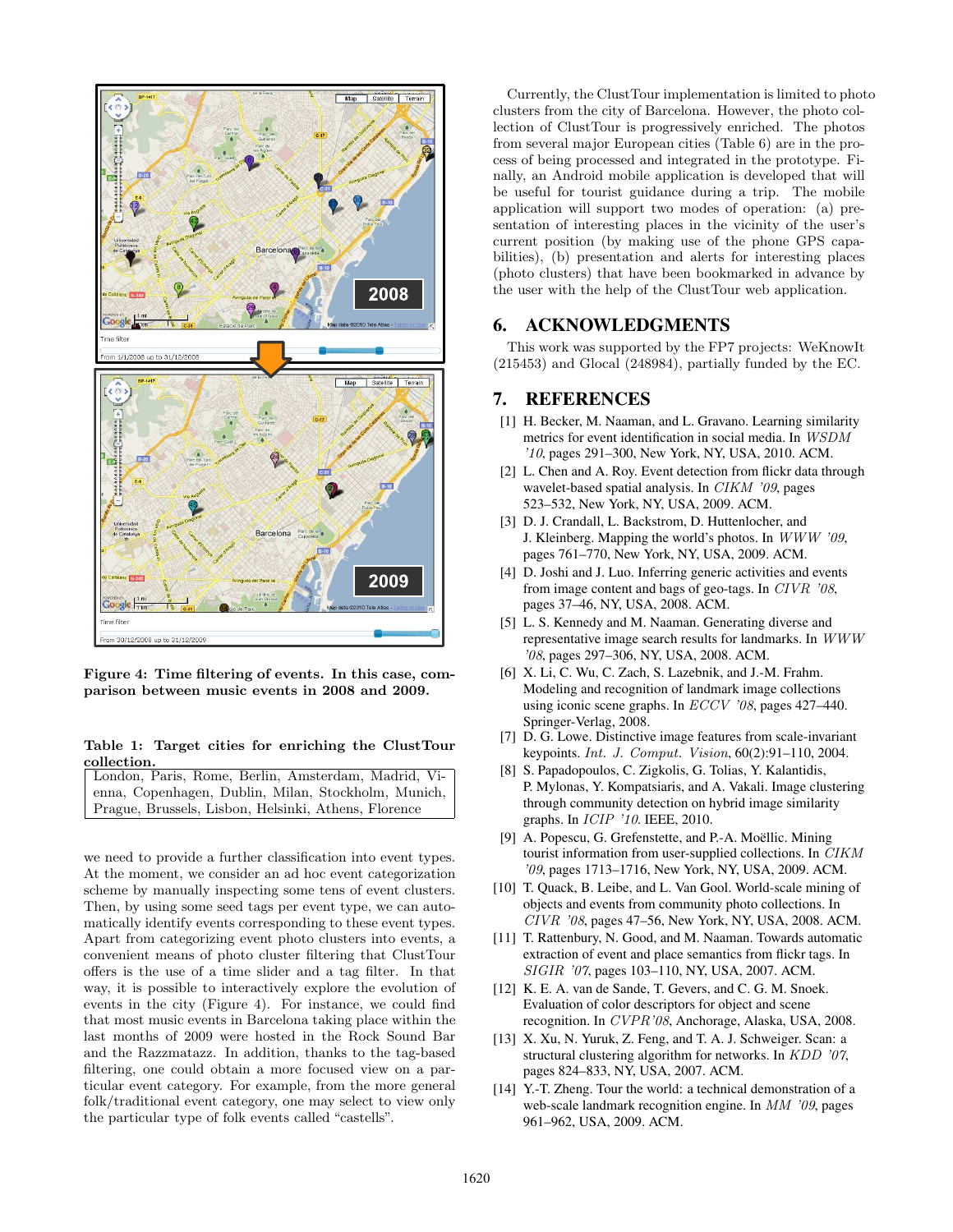Figure 4: Time filtering of events. In this case, comparison between music events in 2008 and 2009.

Table 1: Target cities for enriching the ClustTour collection.

| |
|---|
| London, Paris, Rome, Berlin, Amsterdam, Madrid, Vienna, Copenhagen, Dublin, Milan, Stockholm, Munich, Prague, Brussels, Lisbon, Helsinki, Athens, Florence |

we need to provide a further classification into event types. At the moment, we consider an ad hoc event categorization scheme by manually inspecting some tens of event clusters. Then, by using some seed tags per event type, we can automatically identify events corresponding to these event types. Apart from categorizing event photo clusters into events, a convenient means of photo cluster filtering that ClustTour offers is the use of a time slider and a tag filter. In that way, it is possible to interactively explore the evolution of events in the city (Figure 4). For instance, we could find that most music events in Barcelona taking place within the last months of 2009 were hosted in the Rock Sound Bar and the Razzmatazz. In addition, thanks to the tag-based filtering, one could obtain a more focused view on a particular event category. For example, from the more general folk/traditional event category, one may select to view only the particular type of folk events called "castells".

Currently, the ClustTour implementation is limited to photo clusters from the city of Barcelona. However, the photo collection of ClustTour is progressively enriched. The photos from several major European cities (Table 6) are in the process of being processed and integrated in the prototype. Finally, an Android mobile application is developed that will be useful for tourist guidance during a trip. The mobile application will support two modes of operation: (a) presentation of interesting places in the vicinity of the user's current position (by making use of the phone GPS capabilities), (b) presentation and alerts for interesting places (photo clusters) that have been bookmarked in advance by the user with the help of the ClustTour web application.

## 6. ACKNOWLEDGMENTS

This work was supported by the FP7 projects: WeKnowIt (215453) and Glocal (248984), partially funded by the EC.

## 7. REFERENCES

[1] H. Becker, M. Naaman, and L. Gravano. Learning similarity metrics for event identification in social media. In *WSDM '10*, pages 291–300, New York, NY, USA, 2010. ACM.

[2] L. Chen and A. Roy. Event detection from flickr data through wavelet-based spatial analysis. In *CIKM '09*, pages 523–532, New York, NY, USA, 2009. ACM.

[3] D. J. Crandall, L. Backstrom, D. Huttenlocher, and J. Kleinberg. Mapping the world's photos. In *WWW '09*, pages 761–770, New York, NY, USA, 2009. ACM.

[4] D. Joshi and J. Luo. Inferring generic activities and events from image content and bags of geo-tags. In *CIVR '08*, pages 37–46, NY, USA, 2008. ACM.

[5] L. S. Kennedy and M. Naaman. Generating diverse and representative image search results for landmarks. In *WWW '08*, pages 297–306, NY, USA, 2008. ACM.

[6] X. Li, C. Wu, C. Zach, S. Lazebnik, and J.-M. Frahm. Modeling and recognition of landmark image collections using iconic scene graphs. In *ECCV '08*, pages 427–440. Springer-Verlag, 2008.

[7] D. G. Lowe. Distinctive image features from scale-invariant keypoints. *Int. J. Comput. Vision*, 60(2):91–110, 2004.

[8] S. Papadopoulos, C. Zigkolis, G. Tolias, Y. Kalantidis, P. Mylonas, Y. Kompatsiaris, and A. Vakali. Image clustering through community detection on hybrid image similarity graphs. In *ICIP '10*. IEEE, 2010.

[9] A. Popescu, G. Grefenstette, and P.-A. Moëllic. Mining tourist information from user-supplied collections. In *CIKM '09*, pages 1713–1716, New York, NY, USA, 2009. ACM.

[10] T. Quack, B. Leibe, and L. Van Gool. World-scale mining of objects and events from community photo collections. In *CIVR '08*, pages 47–56, New York, NY, USA, 2008. ACM.

[11] T. Rattenbury, N. Good, and M. Naaman. Towards automatic extraction of event and place semantics from flickr tags. In *SIGIR '07*, pages 103–110, NY, USA, 2007. ACM.

[12] K. E. A. van de Sande, T. Gevers, and C. G. M. Snoek. Evaluation of color descriptors for object and scene recognition. In *CVPR'08*, Anchorage, Alaska, USA, 2008.

[13] X. Xu, N. Yuruk, Z. Feng, and T. A. J. Schweiger. Scan: a structural clustering algorithm for networks. In *KDD '07*, pages 824–833, NY, USA, 2007. ACM.

[14] Y.-T. Zheng. Tour the world: a technical demonstration of a web-scale landmark recognition engine. In *MM '09*, pages 961–962, USA, 2009. ACM.